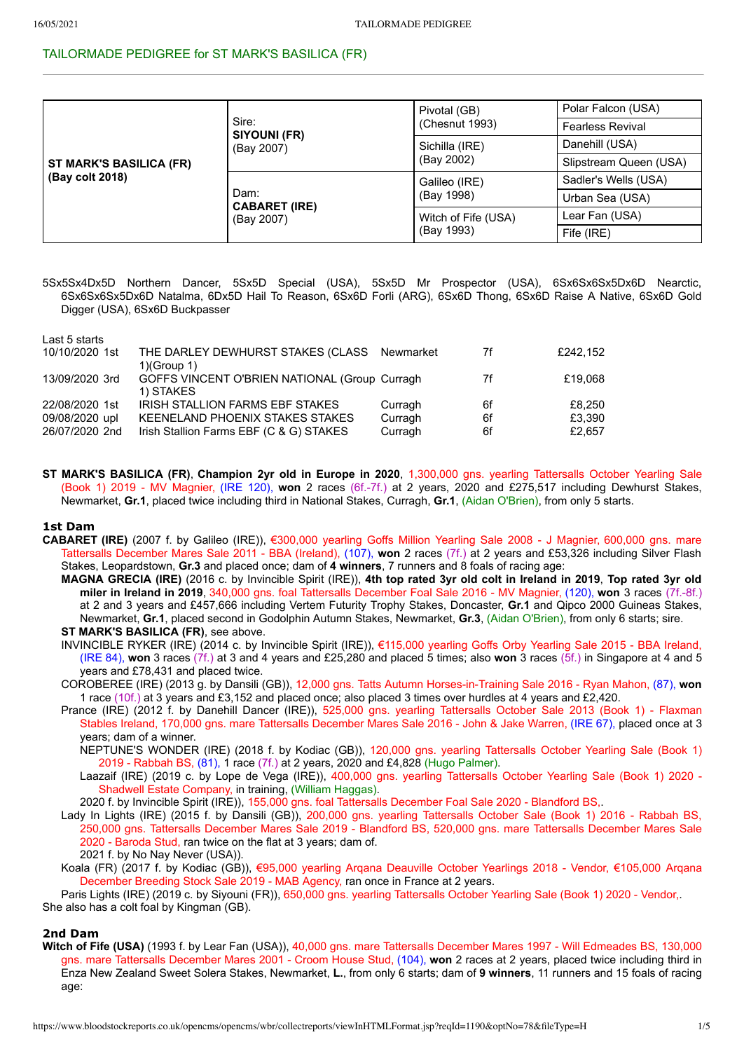## TAILORMADE PEDIGREE for ST MARK'S BASILICA (FR)

| | | | |
|---|---|---|---|
| **ST MARK'S BASILICA (FR)** (Bay colt 2018) | Sire: **SIYOUNI (FR)** (Bay 2007) | Pivotal (GB) (Chesnut 1993) | Polar Falcon (USA) |
| | | | Fearless Revival |
| | | Sichilla (IRE) (Bay 2002) | Danehill (USA) |
| | | | Slipstream Queen (USA) |
| | Dam: **CABARET (IRE)** (Bay 2007) | Galileo (IRE) (Bay 1998) | Sadler's Wells (USA) |
| | | | Urban Sea (USA) |
| | | Witch of Fife (USA) (Bay 1993) | Lear Fan (USA) |
| | | | Fife (IRE) |

5Sx5Sx4Dx5D Northern Dancer, 5Sx5D Special (USA), 5Sx5D Mr Prospector (USA), 6Sx6Sx6Sx5Dx6D Nearctic, 6Sx6Sx6Sx5Dx6D Natalma, 6Dx5D Hail To Reason, 6Sx6D Forli (ARG), 6Sx6D Thong, 6Sx6D Raise A Native, 6Sx6D Gold Digger (USA), 6Sx6D Buckpasser

Last 5 starts

| | | | | |
|---|---|---|---|---|
| 10/10/2020 1st | THE DARLEY DEWHURST STAKES (CLASS 1)(Group 1) | Newmarket | 7f | £242,152 |
| 13/09/2020 3rd | GOFFS VINCENT O'BRIEN NATIONAL (Group 1) STAKES | Curragh | 7f | £19,068 |
| 22/08/2020 1st | IRISH STALLION FARMS EBF STAKES | Curragh | 6f | £8,250 |
| 09/08/2020 upl | KEENELAND PHOENIX STAKES STAKES | Curragh | 6f | £3,390 |
| 26/07/2020 2nd | Irish Stallion Farms EBF (C & G) STAKES | Curragh | 6f | £2,657 |

**ST MARK'S BASILICA (FR)**, **Champion 2yr old in Europe in 2020**, 1,300,000 gns. yearling Tattersalls October Yearling Sale (Book 1) 2019 - MV Magnier, (IRE 120), **won** 2 races (6f.-7f.) at 2 years, 2020 and £275,517 including Dewhurst Stakes, Newmarket, **Gr.1**, placed twice including third in National Stakes, Curragh, **Gr.1**, (Aidan O'Brien), from only 5 starts.

### 1st Dam

**CABARET (IRE)** (2007 f. by Galileo (IRE)), €300,000 yearling Goffs Million Yearling Sale 2008 - J Magnier, 600,000 gns. mare Tattersalls December Mares Sale 2011 - BBA (Ireland), (107), **won** 2 races (7f.) at 2 years and £53,326 including Silver Flash Stakes, Leopardstown, **Gr.3** and placed once; dam of **4 winners**, 7 runners and 8 foals of racing age:

**MAGNA GRECIA (IRE)** (2016 c. by Invincible Spirit (IRE)), **4th top rated 3yr old colt in Ireland in 2019**, **Top rated 3yr old miler in Ireland in 2019**, 340,000 gns. foal Tattersalls December Foal Sale 2016 - MV Magnier, (120), **won** 3 races (7f.-8f.) at 2 and 3 years and £457,666 including Vertem Futurity Trophy Stakes, Doncaster, **Gr.1** and Qipco 2000 Guineas Stakes, Newmarket, **Gr.1**, placed second in Godolphin Autumn Stakes, Newmarket, **Gr.3**, (Aidan O'Brien), from only 6 starts; sire.

**ST MARK'S BASILICA (FR)**, see above.

INVINCIBLE RYKER (IRE) (2014 c. by Invincible Spirit (IRE)), €115,000 yearling Goffs Orby Yearling Sale 2015 - BBA Ireland, (IRE 84), **won** 3 races (7f.) at 3 and 4 years and £25,280 and placed 5 times; also **won** 3 races (5f.) in Singapore at 4 and 5 years and £78,431 and placed twice.

COROBEREE (IRE) (2013 g. by Dansili (GB)), 12,000 gns. Tatts Autumn Horses-in-Training Sale 2016 - Ryan Mahon, (87), **won** 1 race (10f.) at 3 years and £3,152 and placed once; also placed 3 times over hurdles at 4 years and £2,420.

Prance (IRE) (2012 f. by Danehill Dancer (IRE)), 525,000 gns. yearling Tattersalls October Sale 2013 (Book 1) - Flaxman Stables Ireland, 170,000 gns. mare Tattersalls December Mares Sale 2016 - John & Jake Warren, (IRE 67), placed once at 3 years; dam of a winner.

NEPTUNE'S WONDER (IRE) (2018 f. by Kodiac (GB)), 120,000 gns. yearling Tattersalls October Yearling Sale (Book 1) 2019 - Rabbah BS, (81), 1 race (7f.) at 2 years, 2020 and £4,828 (Hugo Palmer).

Laazaif (IRE) (2019 c. by Lope de Vega (IRE)), 400,000 gns. yearling Tattersalls October Yearling Sale (Book 1) 2020 - Shadwell Estate Company, in training, (William Haggas).

2020 f. by Invincible Spirit (IRE)), 155,000 gns. foal Tattersalls December Foal Sale 2020 - Blandford BS,.

Lady In Lights (IRE) (2015 f. by Dansili (GB)), 200,000 gns. yearling Tattersalls October Sale (Book 1) 2016 - Rabbah BS, 250,000 gns. Tattersalls December Mares Sale 2019 - Blandford BS, 520,000 gns. mare Tattersalls December Mares Sale 2020 - Baroda Stud, ran twice on the flat at 3 years; dam of.

2021 f. by No Nay Never (USA)).

Koala (FR) (2017 f. by Kodiac (GB)), €95,000 yearling Arqana Deauville October Yearlings 2018 - Vendor, €105,000 Arqana December Breeding Stock Sale 2019 - MAB Agency, ran once in France at 2 years.

Paris Lights (IRE) (2019 c. by Siyouni (FR)), 650,000 gns. yearling Tattersalls October Yearling Sale (Book 1) 2020 - Vendor,.

She also has a colt foal by Kingman (GB).

### 2nd Dam

**Witch of Fife (USA)** (1993 f. by Lear Fan (USA)), 40,000 gns. mare Tattersalls December Mares 1997 - Will Edmeades BS, 130,000 gns. mare Tattersalls December Mares 2001 - Croom House Stud, (104), **won** 2 races at 2 years, placed twice including third in Enza New Zealand Sweet Solera Stakes, Newmarket, **L.**, from only 6 starts; dam of **9 winners**, 11 runners and 15 foals of racing age: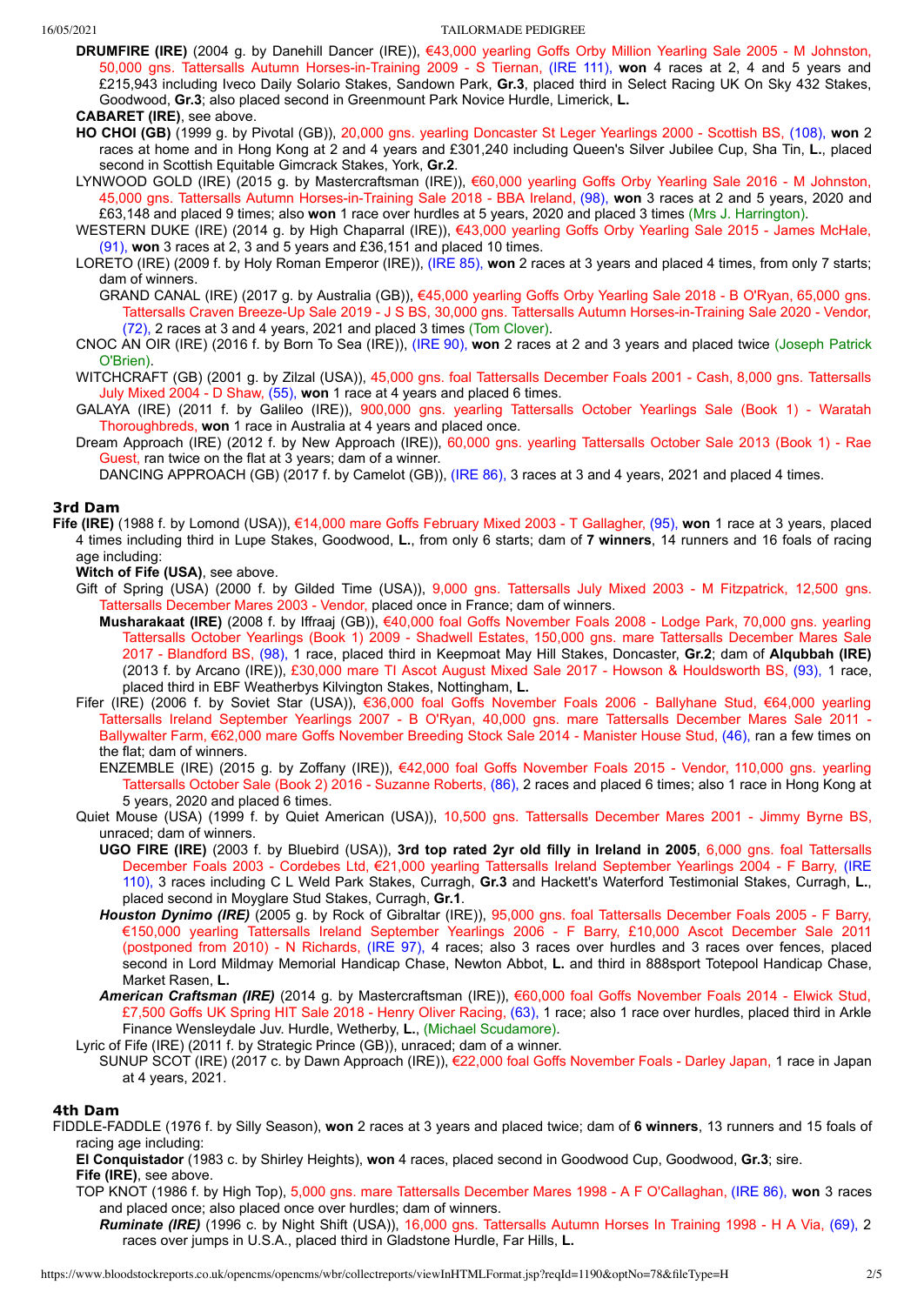**DRUMFIRE (IRE)** (2004 g. by Danehill Dancer (IRE)), €43,000 yearling Goffs Orby Million Yearling Sale 2005 - M Johnston, 50,000 gns. Tattersalls Autumn Horses-in-Training 2009 - S Tiernan, (IRE 111), **won** 4 races at 2, 4 and 5 years and £215,943 including Iveco Daily Solario Stakes, Sandown Park, **Gr.3**, placed third in Select Racing UK On Sky 432 Stakes, Goodwood, **Gr.3**; also placed second in Greenmount Park Novice Hurdle, Limerick, **L.**

**CABARET (IRE)**, see above.

**HO CHOI (GB)** (1999 g. by Pivotal (GB)), 20,000 gns. yearling Doncaster St Leger Yearlings 2000 - Scottish BS, (108), **won** 2 races at home and in Hong Kong at 2 and 4 years and £301,240 including Queen's Silver Jubilee Cup, Sha Tin, **L.**, placed second in Scottish Equitable Gimcrack Stakes, York, **Gr.2**.

LYNWOOD GOLD (IRE) (2015 g. by Mastercraftsman (IRE)), €60,000 yearling Goffs Orby Yearling Sale 2016 - M Johnston, 45,000 gns. Tattersalls Autumn Horses-in-Training Sale 2018 - BBA Ireland, (98), **won** 3 races at 2 and 5 years, 2020 and £63,148 and placed 9 times; also **won** 1 race over hurdles at 5 years, 2020 and placed 3 times (Mrs J. Harrington).

WESTERN DUKE (IRE) (2014 g. by High Chaparral (IRE)), €43,000 yearling Goffs Orby Yearling Sale 2015 - James McHale, (91), **won** 3 races at 2, 3 and 5 years and £36,151 and placed 10 times.

LORETO (IRE) (2009 f. by Holy Roman Emperor (IRE)), (IRE 85), **won** 2 races at 3 years and placed 4 times, from only 7 starts; dam of winners.

GRAND CANAL (IRE) (2017 g. by Australia (GB)), €45,000 yearling Goffs Orby Yearling Sale 2018 - B O'Ryan, 65,000 gns. Tattersalls Craven Breeze-Up Sale 2019 - J S BS, 30,000 gns. Tattersalls Autumn Horses-in-Training Sale 2020 - Vendor, (72), 2 races at 3 and 4 years, 2021 and placed 3 times (Tom Clover).

CNOC AN OIR (IRE) (2016 f. by Born To Sea (IRE)), (IRE 90), **won** 2 races at 2 and 3 years and placed twice (Joseph Patrick O'Brien).

WITCHCRAFT (GB) (2001 g. by Zilzal (USA)), 45,000 gns. foal Tattersalls December Foals 2001 - Cash, 8,000 gns. Tattersalls July Mixed 2004 - D Shaw, (55), **won** 1 race at 4 years and placed 6 times.

GALAYA (IRE) (2011 f. by Galileo (IRE)), 900,000 gns. yearling Tattersalls October Yearlings Sale (Book 1) - Waratah Thoroughbreds, **won** 1 race in Australia at 4 years and placed once.

Dream Approach (IRE) (2012 f. by New Approach (IRE)), 60,000 gns. yearling Tattersalls October Sale 2013 (Book 1) - Rae Guest, ran twice on the flat at 3 years; dam of a winner.

DANCING APPROACH (GB) (2017 f. by Camelot (GB)), (IRE 86), 3 races at 3 and 4 years, 2021 and placed 4 times.

### 3rd Dam

**Fife (IRE)** (1988 f. by Lomond (USA)), €14,000 mare Goffs February Mixed 2003 - T Gallagher, (95), **won** 1 race at 3 years, placed 4 times including third in Lupe Stakes, Goodwood, **L.**, from only 6 starts; dam of **7 winners**, 14 runners and 16 foals of racing age including:

**Witch of Fife (USA)**, see above.

Gift of Spring (USA) (2000 f. by Gilded Time (USA)), 9,000 gns. Tattersalls July Mixed 2003 - M Fitzpatrick, 12,500 gns. Tattersalls December Mares 2003 - Vendor, placed once in France; dam of winners.

**Musharakaat (IRE)** (2008 f. by Iffraaj (GB)), €40,000 foal Goffs November Foals 2008 - Lodge Park, 70,000 gns. yearling Tattersalls October Yearlings (Book 1) 2009 - Shadwell Estates, 150,000 gns. mare Tattersalls December Mares Sale 2017 - Blandford BS, (98), 1 race, placed third in Keepmoat May Hill Stakes, Doncaster, **Gr.2**; dam of **Alqubbah (IRE)** (2013 f. by Arcano (IRE)), £30,000 mare TI Ascot August Mixed Sale 2017 - Howson & Houldsworth BS, (93), 1 race, placed third in EBF Weatherbys Kilvington Stakes, Nottingham, **L.**

Fifer (IRE) (2006 f. by Soviet Star (USA)), €36,000 foal Goffs November Foals 2006 - Ballyhane Stud, €64,000 yearling Tattersalls Ireland September Yearlings 2007 - B O'Ryan, 40,000 gns. mare Tattersalls December Mares Sale 2011 - Ballywalter Farm, €62,000 mare Goffs November Breeding Stock Sale 2014 - Manister House Stud, (46), ran a few times on the flat; dam of winners.

ENZEMBLE (IRE) (2015 g. by Zoffany (IRE)), €42,000 foal Goffs November Foals 2015 - Vendor, 110,000 gns. yearling Tattersalls October Sale (Book 2) 2016 - Suzanne Roberts, (86), 2 races and placed 6 times; also 1 race in Hong Kong at 5 years, 2020 and placed 6 times.

Quiet Mouse (USA) (1999 f. by Quiet American (USA)), 10,500 gns. Tattersalls December Mares 2001 - Jimmy Byrne BS, unraced; dam of winners.

**UGO FIRE (IRE)** (2003 f. by Bluebird (USA)), **3rd top rated 2yr old filly in Ireland in 2005**, 6,000 gns. foal Tattersalls December Foals 2003 - Cordebes Ltd, €21,000 yearling Tattersalls Ireland September Yearlings 2004 - F Barry, (IRE 110), 3 races including C L Weld Park Stakes, Curragh, **Gr.3** and Hackett's Waterford Testimonial Stakes, Curragh, **L.**, placed second in Moyglare Stud Stakes, Curragh, **Gr.1**.

***Houston Dynimo (IRE)*** (2005 g. by Rock of Gibraltar (IRE)), 95,000 gns. foal Tattersalls December Foals 2005 - F Barry, €150,000 yearling Tattersalls Ireland September Yearlings 2006 - F Barry, £10,000 Ascot December Sale 2011 (postponed from 2010) - N Richards, (IRE 97), 4 races; also 3 races over hurdles and 3 races over fences, placed second in Lord Mildmay Memorial Handicap Chase, Newton Abbot, **L.** and third in 888sport Totepool Handicap Chase, Market Rasen, **L.**

***American Craftsman (IRE)*** (2014 g. by Mastercraftsman (IRE)), €60,000 foal Goffs November Foals 2014 - Elwick Stud, £7,500 Goffs UK Spring HIT Sale 2018 - Henry Oliver Racing, (63), 1 race; also 1 race over hurdles, placed third in Arkle Finance Wensleydale Juv. Hurdle, Wetherby, **L.**, (Michael Scudamore).

Lyric of Fife (IRE) (2011 f. by Strategic Prince (GB)), unraced; dam of a winner.

SUNUP SCOT (IRE) (2017 c. by Dawn Approach (IRE)), €22,000 foal Goffs November Foals - Darley Japan, 1 race in Japan at 4 years, 2021.

### 4th Dam

FIDDLE-FADDLE (1976 f. by Silly Season), **won** 2 races at 3 years and placed twice; dam of **6 winners**, 13 runners and 15 foals of racing age including:

**El Conquistador** (1983 c. by Shirley Heights), **won** 4 races, placed second in Goodwood Cup, Goodwood, **Gr.3**; sire.

**Fife (IRE)**, see above.

TOP KNOT (1986 f. by High Top), 5,000 gns. mare Tattersalls December Mares 1998 - A F O'Callaghan, (IRE 86), **won** 3 races and placed once; also placed once over hurdles; dam of winners.

***Ruminate (IRE)*** (1996 c. by Night Shift (USA)), 16,000 gns. Tattersalls Autumn Horses In Training 1998 - H A Via, (69), 2 races over jumps in U.S.A., placed third in Gladstone Hurdle, Far Hills, **L.**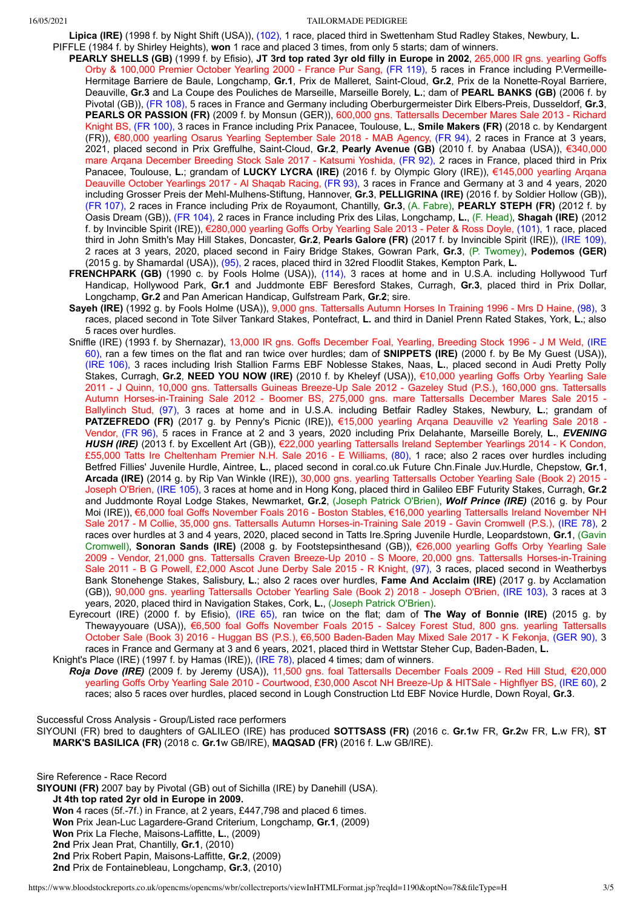**Lipica (IRE)** (1998 f. by Night Shift (USA)), (102), 1 race, placed third in Swettenham Stud Radley Stakes, Newbury, **L.**

PIFFLE (1984 f. by Shirley Heights), **won** 1 race and placed 3 times, from only 5 starts; dam of winners.

**PEARLY SHELLS (GB)** (1999 f. by Efisio), **JT 3rd top rated 3yr old filly in Europe in 2002**, 265,000 IR gns. yearling Goffs Orby & 100,000 Premier October Yearling 2000 - France Pur Sang, (FR 119), 5 races in France including P.Vermeille-Hermitage Barriere de Baule, Longchamp, **Gr.1**, Prix de Malleret, Saint-Cloud, **Gr.2**, Prix de la Nonette-Royal Barriere, Deauville, **Gr.3** and La Coupe des Pouliches de Marseille, Marseille Borely, **L.**; dam of **PEARL BANKS (GB)** (2006 f. by Pivotal (GB)), (FR 108), 5 races in France and Germany including Oberburgermeister Dirk Elbers-Preis, Dusseldorf, **Gr.3**, **PEARLS OR PASSION (FR)** (2009 f. by Monsun (GER)), 600,000 gns. Tattersalls December Mares Sale 2013 - Richard Knight BS, (FR 100), 3 races in France including Prix Panacee, Toulouse, **L.**, **Smile Makers (FR)** (2018 c. by Kendargent (FR)), €80,000 yearling Osarus Yearling September Sale 2018 - MAB Agency, (FR 94), 2 races in France at 3 years, 2021, placed second in Prix Greffulhe, Saint-Cloud, **Gr.2**, **Pearly Avenue (GB)** (2010 f. by Anabaa (USA)), €340,000 mare Arqana December Breeding Stock Sale 2017 - Katsumi Yoshida, (FR 92), 2 races in France, placed third in Prix Panacee, Toulouse, **L.**; grandam of **LUCKY LYCRA (IRE)** (2016 f. by Olympic Glory (IRE)), €145,000 yearling Arqana Deauville October Yearlings 2017 - Al Shaqab Racing, (FR 93), 3 races in France and Germany at 3 and 4 years, 2020 including Grosser Preis der Mehl-Mulhens-Stiftung, Hannover, **Gr.3**, **PELLIGRINA (IRE)** (2016 f. by Soldier Hollow (GB)), (FR 107), 2 races in France including Prix de Royaumont, Chantilly, **Gr.3**, (A. Fabre), **PEARLY STEPH (FR)** (2012 f. by Oasis Dream (GB)), (FR 104), 2 races in France including Prix des Lilas, Longchamp, **L.**, (F. Head), **Shagah (IRE)** (2012 f. by Invincible Spirit (IRE)), €280,000 yearling Goffs Orby Yearling Sale 2013 - Peter & Ross Doyle, (101), 1 race, placed third in John Smith's May Hill Stakes, Doncaster, **Gr.2**, **Pearls Galore (FR)** (2017 f. by Invincible Spirit (IRE)), (IRE 109), 2 races at 3 years, 2020, placed second in Fairy Bridge Stakes, Gowran Park, **Gr.3**, (P. Twomey), **Podemos (GER)** (2015 g. by Shamardal (USA)), (95), 2 races, placed third in 32red Floodlit Stakes, Kempton Park, **L.**

**FRENCHPARK (GB)** (1990 c. by Fools Holme (USA)), (114), 3 races at home and in U.S.A. including Hollywood Turf Handicap, Hollywood Park, **Gr.1** and Juddmonte EBF Beresford Stakes, Curragh, **Gr.3**, placed third in Prix Dollar, Longchamp, **Gr.2** and Pan American Handicap, Gulfstream Park, **Gr.2**; sire.

**Sayeh (IRE)** (1992 g. by Fools Holme (USA)), 9,000 gns. Tattersalls Autumn Horses In Training 1996 - Mrs D Haine, (98), 3 races, placed second in Tote Silver Tankard Stakes, Pontefract, **L.** and third in Daniel Prenn Rated Stakes, York, **L.**; also 5 races over hurdles.

Sniffle (IRE) (1993 f. by Shernazar), 13,000 IR gns. Goffs December Foal, Yearling, Breeding Stock 1996 - J M Weld, (IRE 60), ran a few times on the flat and ran twice over hurdles; dam of **SNIPPETS (IRE)** (2000 f. by Be My Guest (USA)), (IRE 106), 3 races including Irish Stallion Farms EBF Noblesse Stakes, Naas, **L.**, placed second in Audi Pretty Polly Stakes, Curragh, **Gr.2**, **NEED YOU NOW (IRE)** (2010 f. by Kheleyf (USA)), €10,000 yearling Goffs Orby Yearling Sale 2011 - J Quinn, 10,000 gns. Tattersalls Guineas Breeze-Up Sale 2012 - Gazeley Stud (P.S.), 160,000 gns. Tattersalls Autumn Horses-in-Training Sale 2012 - Boomer BS, 275,000 gns. mare Tattersalls December Mares Sale 2015 - Ballylinch Stud, (97), 3 races at home and in U.S.A. including Betfair Radley Stakes, Newbury, **L.**; grandam of **PATZEFREDO (FR)** (2017 g. by Penny's Picnic (IRE)), €15,000 yearling Arqana Deauville v2 Yearling Sale 2018 - Vendor, (FR 96), 5 races in France at 2 and 3 years, 2020 including Prix Delahante, Marseille Borely, **L.**, ***EVENING HUSH (IRE)*** (2013 f. by Excellent Art (GB)), €22,000 yearling Tattersalls Ireland September Yearlings 2014 - K Condon, £55,000 Tatts Ire Cheltenham Premier N.H. Sale 2016 - E Williams, (80), 1 race; also 2 races over hurdles including Betfred Fillies' Juvenile Hurdle, Aintree, **L.**, placed second in coral.co.uk Future Chn.Finale Juv.Hurdle, Chepstow, **Gr.1**, **Arcada (IRE)** (2014 g. by Rip Van Winkle (IRE)), 30,000 gns. yearling Tattersalls October Yearling Sale (Book 2) 2015 - Joseph O'Brien, (IRE 105), 3 races at home and in Hong Kong, placed third in Galileo EBF Futurity Stakes, Curragh, **Gr.2** and Juddmonte Royal Lodge Stakes, Newmarket, **Gr.2**, (Joseph Patrick O'Brien), ***Wolf Prince (IRE)*** (2016 g. by Pour Moi (IRE)), €6,000 foal Goffs November Foals 2016 - Boston Stables, €16,000 yearling Tattersalls Ireland November NH Sale 2017 - M Collie, 35,000 gns. Tattersalls Autumn Horses-in-Training Sale 2019 - Gavin Cromwell (P.S.), (IRE 78), 2 races over hurdles at 3 and 4 years, 2020, placed second in Tatts Ire.Spring Juvenile Hurdle, Leopardstown, **Gr.1**, (Gavin Cromwell), **Sonoran Sands (IRE)** (2008 g. by Footstepsinthesand (GB)), €26,000 yearling Goffs Orby Yearling Sale 2009 - Vendor, 21,000 gns. Tattersalls Craven Breeze-Up 2010 - S Moore, 20,000 gns. Tattersalls Horses-in-Training Sale 2011 - B G Powell, £2,000 Ascot June Derby Sale 2015 - R Knight, (97), 3 races, placed second in Weatherbys Bank Stonehenge Stakes, Salisbury, **L.**; also 2 races over hurdles, **Fame And Acclaim (IRE)** (2017 g. by Acclamation (GB)), 90,000 gns. yearling Tattersalls October Yearling Sale (Book 2) 2018 - Joseph O'Brien, (IRE 103), 3 races at 3 years, 2020, placed third in Navigation Stakes, Cork, **L.**, (Joseph Patrick O'Brien).

Eyrecourt (IRE) (2000 f. by Efisio), (IRE 65), ran twice on the flat; dam of **The Way of Bonnie (IRE)** (2015 g. by Thewayyouare (USA)), €6,500 foal Goffs November Foals 2015 - Salcey Forest Stud, 800 gns. yearling Tattersalls October Sale (Book 3) 2016 - Huggan BS (P.S.), €6,500 Baden-Baden May Mixed Sale 2017 - K Fekonja, (GER 90), 3 races in France and Germany at 3 and 6 years, 2021, placed third in Wettstar Steher Cup, Baden-Baden, **L.**

Knight's Place (IRE) (1997 f. by Hamas (IRE)), (IRE 78), placed 4 times; dam of winners.

***Roja Dove (IRE)*** (2009 f. by Jeremy (USA)), 11,500 gns. foal Tattersalls December Foals 2009 - Red Hill Stud, €20,000 yearling Goffs Orby Yearling Sale 2010 - Courtwood, £30,000 Ascot NH Breeze-Up & HITSale - Highflyer BS, (IRE 60), 2 races; also 5 races over hurdles, placed second in Lough Construction Ltd EBF Novice Hurdle, Down Royal, **Gr.3**.

Successful Cross Analysis - Group/Listed race performers

SIYOUNI (FR) bred to daughters of GALILEO (IRE) has produced **SOTTSASS (FR)** (2016 c. **Gr.1**w FR, **Gr.2**w FR, **L.**w FR), **ST MARK'S BASILICA (FR)** (2018 c. **Gr.1**w GB/IRE), **MAQSAD (FR)** (2016 f. **L.**w GB/IRE).

Sire Reference - Race Record

**SIYOUNI (FR)** 2007 bay by Pivotal (GB) out of Sichilla (IRE) by Danehill (USA).

**Jt 4th top rated 2yr old in Europe in 2009.**

**Won** 4 races (5f.-7f.) in France, at 2 years, £447,798 and placed 6 times.

**Won** Prix Jean-Luc Lagardere-Grand Criterium, Longchamp, **Gr.1**, (2009)

**Won** Prix La Fleche, Maisons-Laffitte, **L.**, (2009)

**2nd** Prix Jean Prat, Chantilly, **Gr.1**, (2010)

**2nd** Prix Robert Papin, Maisons-Laffitte, **Gr.2**, (2009)

**2nd** Prix de Fontainebleau, Longchamp, **Gr.3**, (2010)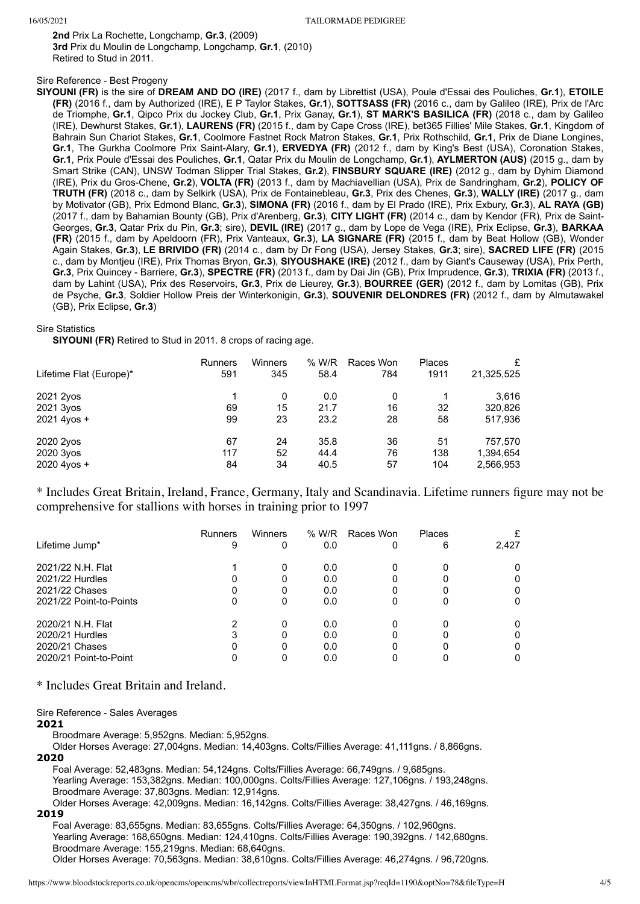**2nd** Prix La Rochette, Longchamp, **Gr.3**, (2009)
**3rd** Prix du Moulin de Longchamp, Longchamp, **Gr.1**, (2010)
Retired to Stud in 2011.

Sire Reference - Best Progeny

**SIYOUNI (FR)** is the sire of **DREAM AND DO (IRE)** (2017 f., dam by Librettist (USA), Poule d'Essai des Pouliches, **Gr.1**), **ETOILE (FR)** (2016 f., dam by Authorized (IRE), E P Taylor Stakes, **Gr.1**), **SOTTSASS (FR)** (2016 c., dam by Galileo (IRE), Prix de l'Arc de Triomphe, **Gr.1**, Qipco Prix du Jockey Club, **Gr.1**, Prix Ganay, **Gr.1**), **ST MARK'S BASILICA (FR)** (2018 c., dam by Galileo (IRE), Dewhurst Stakes, **Gr.1**), **LAURENS (FR)** (2015 f., dam by Cape Cross (IRE), bet365 Fillies' Mile Stakes, **Gr.1**, Kingdom of Bahrain Sun Chariot Stakes, **Gr.1**, Coolmore Fastnet Rock Matron Stakes, **Gr.1**, Prix Rothschild, **Gr.1**, Prix de Diane Longines, **Gr.1**, The Gurkha Coolmore Prix Saint-Alary, **Gr.1**), **ERVEDYA (FR)** (2012 f., dam by King's Best (USA), Coronation Stakes, **Gr.1**, Prix Poule d'Essai des Pouliches, **Gr.1**, Qatar Prix du Moulin de Longchamp, **Gr.1**), **AYLMERTON (AUS)** (2015 g., dam by Smart Strike (CAN), UNSW Todman Slipper Trial Stakes, **Gr.2**), **FINSBURY SQUARE (IRE)** (2012 g., dam by Dyhim Diamond (IRE), Prix du Gros-Chene, **Gr.2**), **VOLTA (FR)** (2013 f., dam by Machiavellian (USA), Prix de Sandringham, **Gr.2**), **POLICY OF TRUTH (FR)** (2018 c., dam by Selkirk (USA), Prix de Fontainebleau, **Gr.3**, Prix des Chenes, **Gr.3**), **WALLY (IRE)** (2017 g., dam by Motivator (GB), Prix Edmond Blanc, **Gr.3**), **SIMONA (FR)** (2016 f., dam by El Prado (IRE), Prix Exbury, **Gr.3**), **AL RAYA (GB)** (2017 f., dam by Bahamian Bounty (GB), Prix d'Arenberg, **Gr.3**), **CITY LIGHT (FR)** (2014 c., dam by Kendor (FR), Prix de Saint-Georges, **Gr.3**, Qatar Prix du Pin, **Gr.3**; sire), **DEVIL (IRE)** (2017 g., dam by Lope de Vega (IRE), Prix Eclipse, **Gr.3**), **BARKAA (FR)** (2015 f., dam by Apeldoorn (FR), Prix Vanteaux, **Gr.3**), **LA SIGNARE (FR)** (2015 f., dam by Beat Hollow (GB), Wonder Again Stakes, **Gr.3**), **LE BRIVIDO (FR)** (2014 c., dam by Dr Fong (USA), Jersey Stakes, **Gr.3**; sire), **SACRED LIFE (FR)** (2015 c., dam by Montjeu (IRE), Prix Thomas Bryon, **Gr.3**), **SIYOUSHAKE (IRE)** (2012 f., dam by Giant's Causeway (USA), Prix Perth, **Gr.3**, Prix Quincey - Barriere, **Gr.3**), **SPECTRE (FR)** (2013 f., dam by Dai Jin (GB), Prix Imprudence, **Gr.3**), **TRIXIA (FR)** (2013 f., dam by Lahint (USA), Prix des Reservoirs, **Gr.3**, Prix de Lieurey, **Gr.3**), **BOURREE (GER)** (2012 f., dam by Lomitas (GB), Prix de Psyche, **Gr.3**, Soldier Hollow Preis der Winterkonigin, **Gr.3**), **SOUVENIR DELONDRES (FR)** (2012 f., dam by Almutawakel (GB), Prix Eclipse, **Gr.3**)

Sire Statistics

**SIYOUNI (FR)** Retired to Stud in 2011. 8 crops of racing age.

| | Runners | Winners | % W/R | Races Won | Places | £ |
|---|---|---|---|---|---|---|
| Lifetime Flat (Europe)* | 591 | 345 | 58.4 | 784 | 1911 | 21,325,525 |
| 2021 2yos | 1 | 0 | 0.0 | 0 | 1 | 3,616 |
| 2021 3yos | 69 | 15 | 21.7 | 16 | 32 | 320,826 |
| 2021 4yos + | 99 | 23 | 23.2 | 28 | 58 | 517,936 |
| 2020 2yos | 67 | 24 | 35.8 | 36 | 51 | 757,570 |
| 2020 3yos | 117 | 52 | 44.4 | 76 | 138 | 1,394,654 |
| 2020 4yos + | 84 | 34 | 40.5 | 57 | 104 | 2,566,953 |

* Includes Great Britain, Ireland, France, Germany, Italy and Scandinavia. Lifetime runners figure may not be comprehensive for stallions with horses in training prior to 1997

| | Runners | Winners | % W/R | Races Won | Places | £ |
|---|---|---|---|---|---|---|
| Lifetime Jump* | 9 | 0 | 0.0 | 0 | 6 | 2,427 |
| 2021/22 N.H. Flat | 1 | 0 | 0.0 | 0 | 0 | 0 |
| 2021/22 Hurdles | 0 | 0 | 0.0 | 0 | 0 | 0 |
| 2021/22 Chases | 0 | 0 | 0.0 | 0 | 0 | 0 |
| 2021/22 Point-to-Points | 0 | 0 | 0.0 | 0 | 0 | 0 |
| 2020/21 N.H. Flat | 2 | 0 | 0.0 | 0 | 0 | 0 |
| 2020/21 Hurdles | 3 | 0 | 0.0 | 0 | 0 | 0 |
| 2020/21 Chases | 0 | 0 | 0.0 | 0 | 0 | 0 |
| 2020/21 Point-to-Point | 0 | 0 | 0.0 | 0 | 0 | 0 |

* Includes Great Britain and Ireland.

Sire Reference - Sales Averages

**2021**

Broodmare Average: 5,952gns. Median: 5,952gns.
Older Horses Average: 27,004gns. Median: 14,403gns. Colts/Fillies Average: 41,111gns. / 8,866gns.

**2020**

Foal Average: 52,483gns. Median: 54,124gns. Colts/Fillies Average: 66,749gns. / 9,685gns.
Yearling Average: 153,382gns. Median: 100,000gns. Colts/Fillies Average: 127,106gns. / 193,248gns.
Broodmare Average: 37,803gns. Median: 12,914gns.
Older Horses Average: 42,009gns. Median: 16,142gns. Colts/Fillies Average: 38,427gns. / 46,169gns.

**2019**

Foal Average: 83,655gns. Median: 83,655gns. Colts/Fillies Average: 64,350gns. / 102,960gns.
Yearling Average: 168,650gns. Median: 124,410gns. Colts/Fillies Average: 190,392gns. / 142,680gns.
Broodmare Average: 155,219gns. Median: 68,640gns.
Older Horses Average: 70,563gns. Median: 38,610gns. Colts/Fillies Average: 46,274gns. / 96,720gns.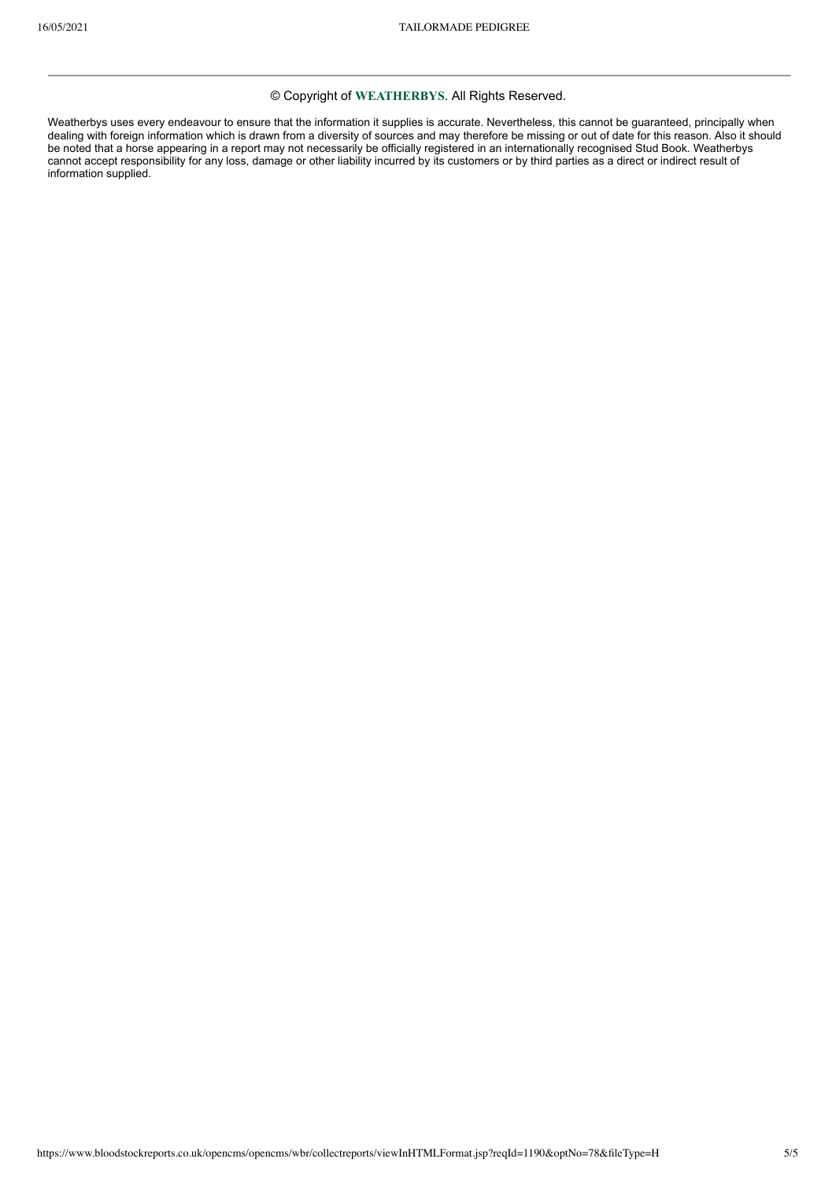© Copyright of **WEATHERBYS**. All Rights Reserved.

Weatherbys uses every endeavour to ensure that the information it supplies is accurate. Nevertheless, this cannot be guaranteed, principally when dealing with foreign information which is drawn from a diversity of sources and may therefore be missing or out of date for this reason. Also it should be noted that a horse appearing in a report may not necessarily be officially registered in an internationally recognised Stud Book. Weatherbys cannot accept responsibility for any loss, damage or other liability incurred by its customers or by third parties as a direct or indirect result of information supplied.